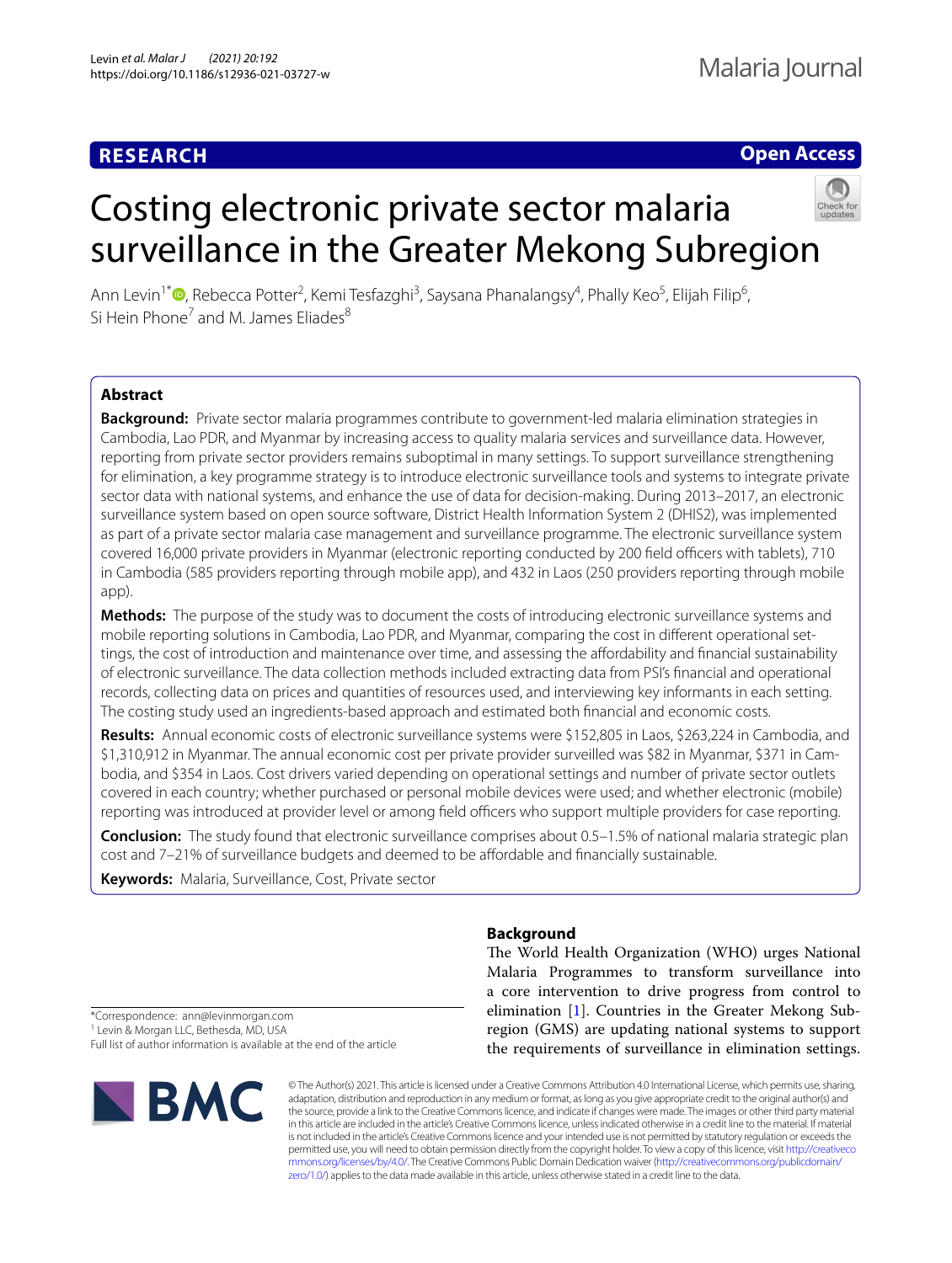**RESEARCH** **Open Access**

# Costing electronic private sector malaria surveillance in the Greater Mekong Subregion

Ann Levin[1*], Rebecca Potter[2], Kemi Tesfazghi[3], Saysana Phanalangsy[4], Phally Keo[5], Elijah Filip[6], Si Hein Phone[7] and M. James Eliades[8]

## Abstract

**Background:** Private sector malaria programmes contribute to government-led malaria elimination strategies in Cambodia, Lao PDR, and Myanmar by increasing access to quality malaria services and surveillance data. However, reporting from private sector providers remains suboptimal in many settings. To support surveillance strengthening for elimination, a key programme strategy is to introduce electronic surveillance tools and systems to integrate private sector data with national systems, and enhance the use of data for decision-making. During 2013–2017, an electronic surveillance system based on open source software, District Health Information System 2 (DHIS2), was implemented as part of a private sector malaria case management and surveillance programme. The electronic surveillance system covered 16,000 private providers in Myanmar (electronic reporting conducted by 200 field officers with tablets), 710 in Cambodia (585 providers reporting through mobile app), and 432 in Laos (250 providers reporting through mobile app).

**Methods:** The purpose of the study was to document the costs of introducing electronic surveillance systems and mobile reporting solutions in Cambodia, Lao PDR, and Myanmar, comparing the cost in different operational settings, the cost of introduction and maintenance over time, and assessing the affordability and financial sustainability of electronic surveillance. The data collection methods included extracting data from PSI's financial and operational records, collecting data on prices and quantities of resources used, and interviewing key informants in each setting. The costing study used an ingredients-based approach and estimated both financial and economic costs.

**Results:** Annual economic costs of electronic surveillance systems were $152,805 in Laos, $263,224 in Cambodia, and $1,310,912 in Myanmar. The annual economic cost per private provider surveilled was $82 in Myanmar, $371 in Cambodia, and $354 in Laos. Cost drivers varied depending on operational settings and number of private sector outlets covered in each country; whether purchased or personal mobile devices were used; and whether electronic (mobile) reporting was introduced at provider level or among field officers who support multiple providers for case reporting.

**Conclusion:** The study found that electronic surveillance comprises about 0.5–1.5% of national malaria strategic plan cost and 7–21% of surveillance budgets and deemed to be affordable and financially sustainable.

**Keywords:** Malaria, Surveillance, Cost, Private sector

*Correspondence: ann@levinmorgan.com
[1] Levin & Morgan LLC, Bethesda, MD, USA
Full list of author information is available at the end of the article

## Background

The World Health Organization (WHO) urges National Malaria Programmes to transform surveillance into a core intervention to drive progress from control to elimination [1]. Countries in the Greater Mekong Subregion (GMS) are updating national systems to support the requirements of surveillance in elimination settings.

© The Author(s) 2021. This article is licensed under a Creative Commons Attribution 4.0 International License, which permits use, sharing, adaptation, distribution and reproduction in any medium or format, as long as you give appropriate credit to the original author(s) and the source, provide a link to the Creative Commons licence, and indicate if changes were made. The images or other third party material in this article are included in the article's Creative Commons licence, unless indicated otherwise in a credit line to the material. If material is not included in the article's Creative Commons licence and your intended use is not permitted by statutory regulation or exceeds the permitted use, you will need to obtain permission directly from the copyright holder. To view a copy of this licence, visit http://creativecommons.org/licenses/by/4.0/. The Creative Commons Public Domain Dedication waiver (http://creativecommons.org/publicdomain/zero/1.0/) applies to the data made available in this article, unless otherwise stated in a credit line to the data.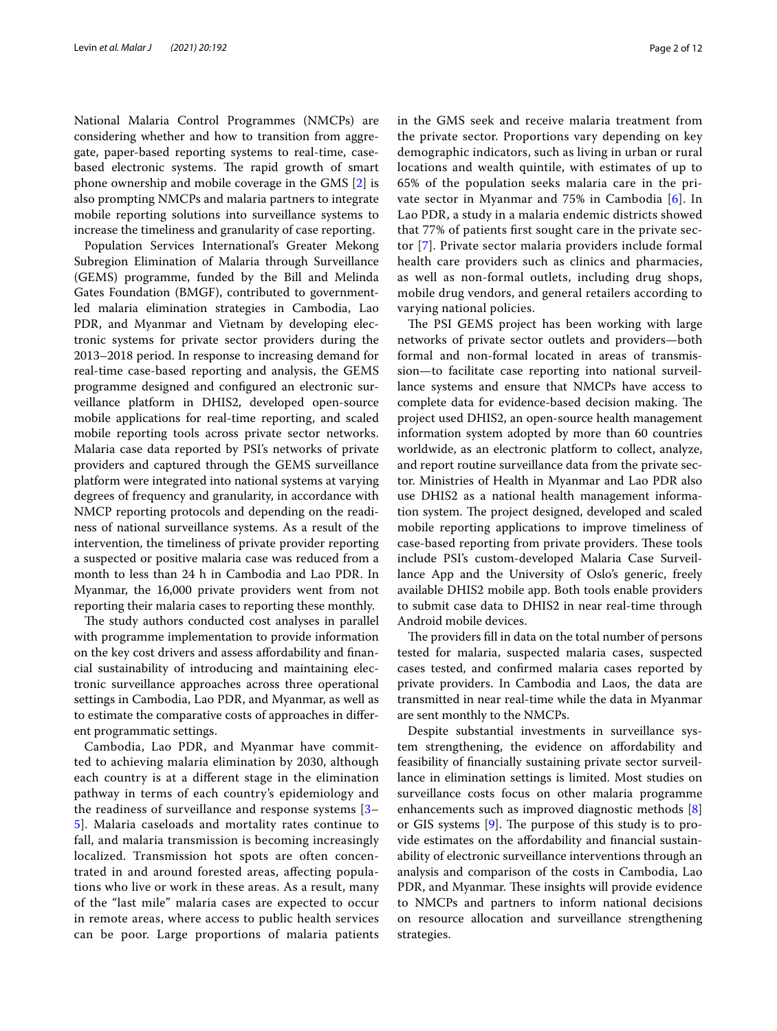National Malaria Control Programmes (NMCPs) are considering whether and how to transition from aggregate, paper-based reporting systems to real-time, case-based electronic systems. The rapid growth of smart phone ownership and mobile coverage in the GMS [2] is also prompting NMCPs and malaria partners to integrate mobile reporting solutions into surveillance systems to increase the timeliness and granularity of case reporting.

Population Services International's Greater Mekong Subregion Elimination of Malaria through Surveillance (GEMS) programme, funded by the Bill and Melinda Gates Foundation (BMGF), contributed to government-led malaria elimination strategies in Cambodia, Lao PDR, and Myanmar and Vietnam by developing electronic systems for private sector providers during the 2013–2018 period. In response to increasing demand for real-time case-based reporting and analysis, the GEMS programme designed and configured an electronic surveillance platform in DHIS2, developed open-source mobile applications for real-time reporting, and scaled mobile reporting tools across private sector networks. Malaria case data reported by PSI's networks of private providers and captured through the GEMS surveillance platform were integrated into national systems at varying degrees of frequency and granularity, in accordance with NMCP reporting protocols and depending on the readiness of national surveillance systems. As a result of the intervention, the timeliness of private provider reporting a suspected or positive malaria case was reduced from a month to less than 24 h in Cambodia and Lao PDR. In Myanmar, the 16,000 private providers went from not reporting their malaria cases to reporting these monthly.

The study authors conducted cost analyses in parallel with programme implementation to provide information on the key cost drivers and assess affordability and financial sustainability of introducing and maintaining electronic surveillance approaches across three operational settings in Cambodia, Lao PDR, and Myanmar, as well as to estimate the comparative costs of approaches in different programmatic settings.

Cambodia, Lao PDR, and Myanmar have committed to achieving malaria elimination by 2030, although each country is at a different stage in the elimination pathway in terms of each country's epidemiology and the readiness of surveillance and response systems [3–5]. Malaria caseloads and mortality rates continue to fall, and malaria transmission is becoming increasingly localized. Transmission hot spots are often concentrated in and around forested areas, affecting populations who live or work in these areas. As a result, many of the "last mile" malaria cases are expected to occur in remote areas, where access to public health services can be poor. Large proportions of malaria patients in the GMS seek and receive malaria treatment from the private sector. Proportions vary depending on key demographic indicators, such as living in urban or rural locations and wealth quintile, with estimates of up to 65% of the population seeks malaria care in the private sector in Myanmar and 75% in Cambodia [6]. In Lao PDR, a study in a malaria endemic districts showed that 77% of patients first sought care in the private sector [7]. Private sector malaria providers include formal health care providers such as clinics and pharmacies, as well as non-formal outlets, including drug shops, mobile drug vendors, and general retailers according to varying national policies.

The PSI GEMS project has been working with large networks of private sector outlets and providers—both formal and non-formal located in areas of transmission—to facilitate case reporting into national surveillance systems and ensure that NMCPs have access to complete data for evidence-based decision making. The project used DHIS2, an open-source health management information system adopted by more than 60 countries worldwide, as an electronic platform to collect, analyze, and report routine surveillance data from the private sector. Ministries of Health in Myanmar and Lao PDR also use DHIS2 as a national health management information system. The project designed, developed and scaled mobile reporting applications to improve timeliness of case-based reporting from private providers. These tools include PSI's custom-developed Malaria Case Surveillance App and the University of Oslo's generic, freely available DHIS2 mobile app. Both tools enable providers to submit case data to DHIS2 in near real-time through Android mobile devices.

The providers fill in data on the total number of persons tested for malaria, suspected malaria cases, suspected cases tested, and confirmed malaria cases reported by private providers. In Cambodia and Laos, the data are transmitted in near real-time while the data in Myanmar are sent monthly to the NMCPs.

Despite substantial investments in surveillance system strengthening, the evidence on affordability and feasibility of financially sustaining private sector surveillance in elimination settings is limited. Most studies on surveillance costs focus on other malaria programme enhancements such as improved diagnostic methods [8] or GIS systems [9]. The purpose of this study is to provide estimates on the affordability and financial sustainability of electronic surveillance interventions through an analysis and comparison of the costs in Cambodia, Lao PDR, and Myanmar. These insights will provide evidence to NMCPs and partners to inform national decisions on resource allocation and surveillance strengthening strategies.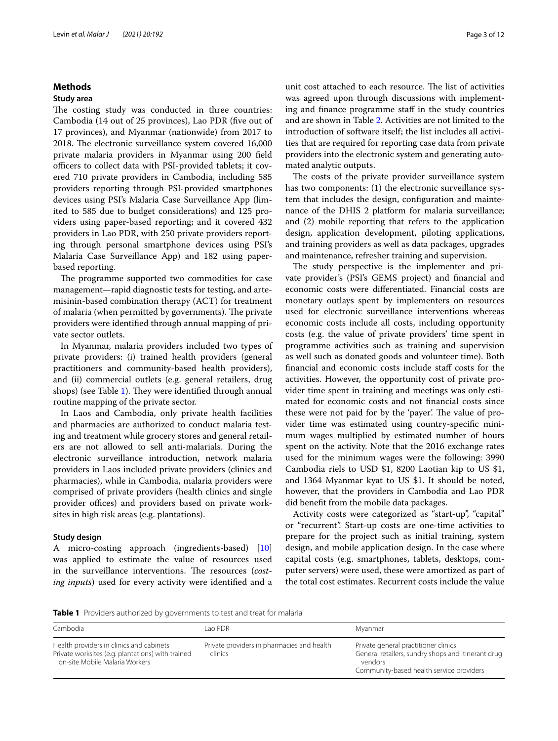## Methods

### Study area

The costing study was conducted in three countries: Cambodia (14 out of 25 provinces), Lao PDR (five out of 17 provinces), and Myanmar (nationwide) from 2017 to 2018. The electronic surveillance system covered 16,000 private malaria providers in Myanmar using 200 field officers to collect data with PSI-provided tablets; it covered 710 private providers in Cambodia, including 585 providers reporting through PSI-provided smartphones devices using PSI's Malaria Case Surveillance App (limited to 585 due to budget considerations) and 125 providers using paper-based reporting; and it covered 432 providers in Lao PDR, with 250 private providers reporting through personal smartphone devices using PSI's Malaria Case Surveillance App) and 182 using paper-based reporting.

The programme supported two commodities for case management—rapid diagnostic tests for testing, and artemisinin-based combination therapy (ACT) for treatment of malaria (when permitted by governments). The private providers were identified through annual mapping of private sector outlets.

In Myanmar, malaria providers included two types of private providers: (i) trained health providers (general practitioners and community-based health providers), and (ii) commercial outlets (e.g. general retailers, drug shops) (see Table 1). They were identified through annual routine mapping of the private sector.

In Laos and Cambodia, only private health facilities and pharmacies are authorized to conduct malaria testing and treatment while grocery stores and general retailers are not allowed to sell anti-malarials. During the electronic surveillance introduction, network malaria providers in Laos included private providers (clinics and pharmacies), while in Cambodia, malaria providers were comprised of private providers (health clinics and single provider offices) and providers based on private worksites in high risk areas (e.g. plantations).

### Study design

A micro-costing approach (ingredients-based) [10] was applied to estimate the value of resources used in the surveillance interventions. The resources (*costing inputs*) used for every activity were identified and a unit cost attached to each resource. The list of activities was agreed upon through discussions with implementing and finance programme staff in the study countries and are shown in Table 2. Activities are not limited to the introduction of software itself; the list includes all activities that are required for reporting case data from private providers into the electronic system and generating automated analytic outputs.

The costs of the private provider surveillance system has two components: (1) the electronic surveillance system that includes the design, configuration and maintenance of the DHIS 2 platform for malaria surveillance; and (2) mobile reporting that refers to the application design, application development, piloting applications, and training providers as well as data packages, upgrades and maintenance, refresher training and supervision.

The study perspective is the implementer and private provider's (PSI's GEMS project) and financial and economic costs were differentiated. Financial costs are monetary outlays spent by implementers on resources used for electronic surveillance interventions whereas economic costs include all costs, including opportunity costs (e.g. the value of private providers' time spent in programme activities such as training and supervision as well such as donated goods and volunteer time). Both financial and economic costs include staff costs for the activities. However, the opportunity cost of private provider time spent in training and meetings was only estimated for economic costs and not financial costs since these were not paid for by the 'payer'. The value of provider time was estimated using country-specific minimum wages multiplied by estimated number of hours spent on the activity. Note that the 2016 exchange rates used for the minimum wages were the following: 3990 Cambodia riels to USD $1, 8200 Laotian kip to US $1, and 1364 Myanmar kyat to US $1. It should be noted, however, that the providers in Cambodia and Lao PDR did benefit from the mobile data packages.

Activity costs were categorized as "start-up", "capital" or "recurrent". Start-up costs are one-time activities to prepare for the project such as initial training, system design, and mobile application design. In the case where capital costs (e.g. smartphones, tablets, desktops, computer servers) were used, these were amortized as part of the total cost estimates. Recurrent costs include the value

**Table 1** Providers authorized by governments to test and treat for malaria

| Cambodia | Lao PDR | Myanmar |
|---|---|---|
| Health providers in clinics and cabinets<br>Private worksites (e.g. plantations) with trained on-site Mobile Malaria Workers | Private providers in pharmacies and health clinics | Private general practitioner clinics<br>General retailers, sundry shops and itinerant drug vendors<br>Community-based health service providers |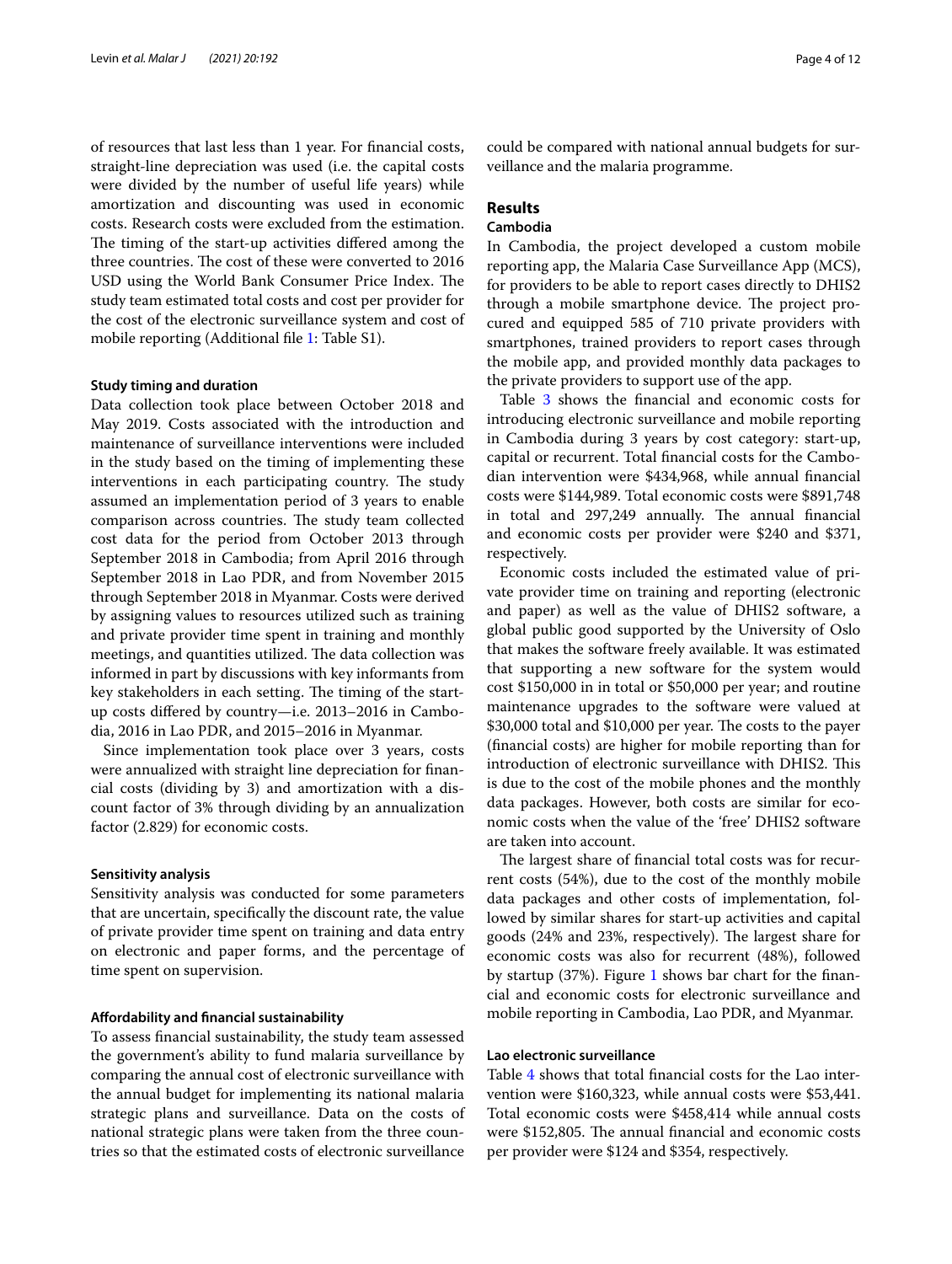of resources that last less than 1 year. For financial costs, straight-line depreciation was used (i.e. the capital costs were divided by the number of useful life years) while amortization and discounting was used in economic costs. Research costs were excluded from the estimation. The timing of the start-up activities differed among the three countries. The cost of these were converted to 2016 USD using the World Bank Consumer Price Index. The study team estimated total costs and cost per provider for the cost of the electronic surveillance system and cost of mobile reporting (Additional file 1: Table S1).

#### Study timing and duration

Data collection took place between October 2018 and May 2019. Costs associated with the introduction and maintenance of surveillance interventions were included in the study based on the timing of implementing these interventions in each participating country. The study assumed an implementation period of 3 years to enable comparison across countries. The study team collected cost data for the period from October 2013 through September 2018 in Cambodia; from April 2016 through September 2018 in Lao PDR, and from November 2015 through September 2018 in Myanmar. Costs were derived by assigning values to resources utilized such as training and private provider time spent in training and monthly meetings, and quantities utilized. The data collection was informed in part by discussions with key informants from key stakeholders in each setting. The timing of the start-up costs differed by country—i.e. 2013–2016 in Cambodia, 2016 in Lao PDR, and 2015–2016 in Myanmar.

Since implementation took place over 3 years, costs were annualized with straight line depreciation for financial costs (dividing by 3) and amortization with a discount factor of 3% through dividing by an annualization factor (2.829) for economic costs.

#### Sensitivity analysis

Sensitivity analysis was conducted for some parameters that are uncertain, specifically the discount rate, the value of private provider time spent on training and data entry on electronic and paper forms, and the percentage of time spent on supervision.

#### Affordability and financial sustainability

To assess financial sustainability, the study team assessed the government's ability to fund malaria surveillance by comparing the annual cost of electronic surveillance with the annual budget for implementing its national malaria strategic plans and surveillance. Data on the costs of national strategic plans were taken from the three countries so that the estimated costs of electronic surveillance could be compared with national annual budgets for surveillance and the malaria programme.

## Results

### Cambodia

In Cambodia, the project developed a custom mobile reporting app, the Malaria Case Surveillance App (MCS), for providers to be able to report cases directly to DHIS2 through a mobile smartphone device. The project procured and equipped 585 of 710 private providers with smartphones, trained providers to report cases through the mobile app, and provided monthly data packages to the private providers to support use of the app.

Table 3 shows the financial and economic costs for introducing electronic surveillance and mobile reporting in Cambodia during 3 years by cost category: start-up, capital or recurrent. Total financial costs for the Cambodian intervention were $434,968, while annual financial costs were $144,989. Total economic costs were $891,748 in total and 297,249 annually. The annual financial and economic costs per provider were $240 and $371, respectively.

Economic costs included the estimated value of private provider time on training and reporting (electronic and paper) as well as the value of DHIS2 software, a global public good supported by the University of Oslo that makes the software freely available. It was estimated that supporting a new software for the system would cost $150,000 in in total or $50,000 per year; and routine maintenance upgrades to the software were valued at $30,000 total and $10,000 per year. The costs to the payer (financial costs) are higher for mobile reporting than for introduction of electronic surveillance with DHIS2. This is due to the cost of the mobile phones and the monthly data packages. However, both costs are similar for economic costs when the value of the 'free' DHIS2 software are taken into account.

The largest share of financial total costs was for recurrent costs (54%), due to the cost of the monthly mobile data packages and other costs of implementation, followed by similar shares for start-up activities and capital goods (24% and 23%, respectively). The largest share for economic costs was also for recurrent (48%), followed by startup (37%). Figure 1 shows bar chart for the financial and economic costs for electronic surveillance and mobile reporting in Cambodia, Lao PDR, and Myanmar.

#### Lao electronic surveillance

Table 4 shows that total financial costs for the Lao intervention were $160,323, while annual costs were $53,441. Total economic costs were $458,414 while annual costs were $152,805. The annual financial and economic costs per provider were $124 and $354, respectively.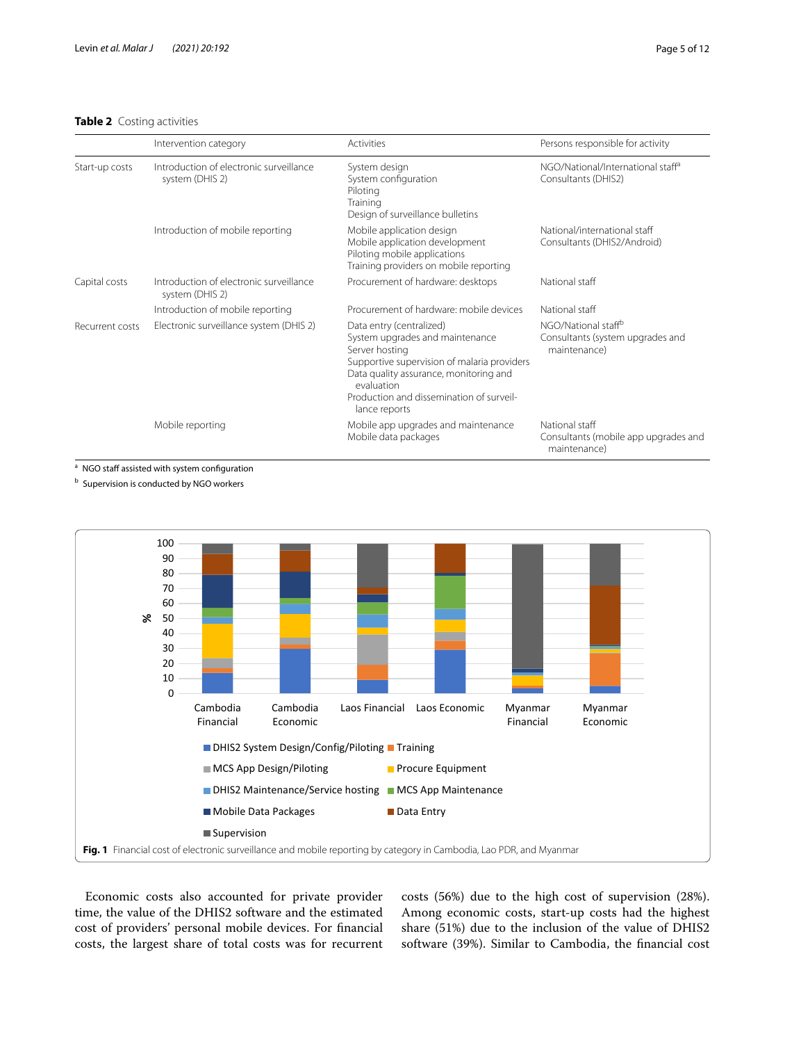**Table 2** Costing activities

| | Intervention category | Activities | Persons responsible for activity |
|---|---|---|---|
| Start-up costs | Introduction of electronic surveillance system (DHIS 2) | System design<br>System configuration<br>Piloting<br>Training<br>Design of surveillance bulletins | NGO/National/International staff[a]<br>Consultants (DHIS2) |
| | Introduction of mobile reporting | Mobile application design<br>Mobile application development<br>Piloting mobile applications<br>Training providers on mobile reporting | National/international staff<br>Consultants (DHIS2/Android) |
| Capital costs | Introduction of electronic surveillance system (DHIS 2) | Procurement of hardware: desktops | National staff |
| | Introduction of mobile reporting | Procurement of hardware: mobile devices | National staff |
| Recurrent costs | Electronic surveillance system (DHIS 2) | Data entry (centralized)<br>System upgrades and maintenance<br>Server hosting<br>Supportive supervision of malaria providers<br>Data quality assurance, monitoring and evaluation<br>Production and dissemination of surveillance reports | NGO/National staff[b]<br>Consultants (system upgrades and maintenance) |
| | Mobile reporting | Mobile app upgrades and maintenance<br>Mobile data packages | National staff<br>Consultants (mobile app upgrades and maintenance) |

[a] NGO staff assisted with system configuration

[b] Supervision is conducted by NGO workers

**Fig. 1** Financial cost of electronic surveillance and mobile reporting by category in Cambodia, Lao PDR, and Myanmar

Economic costs also accounted for private provider time, the value of the DHIS2 software and the estimated cost of providers' personal mobile devices. For financial costs, the largest share of total costs was for recurrent costs (56%) due to the high cost of supervision (28%). Among economic costs, start-up costs had the highest share (51%) due to the inclusion of the value of DHIS2 software (39%). Similar to Cambodia, the financial cost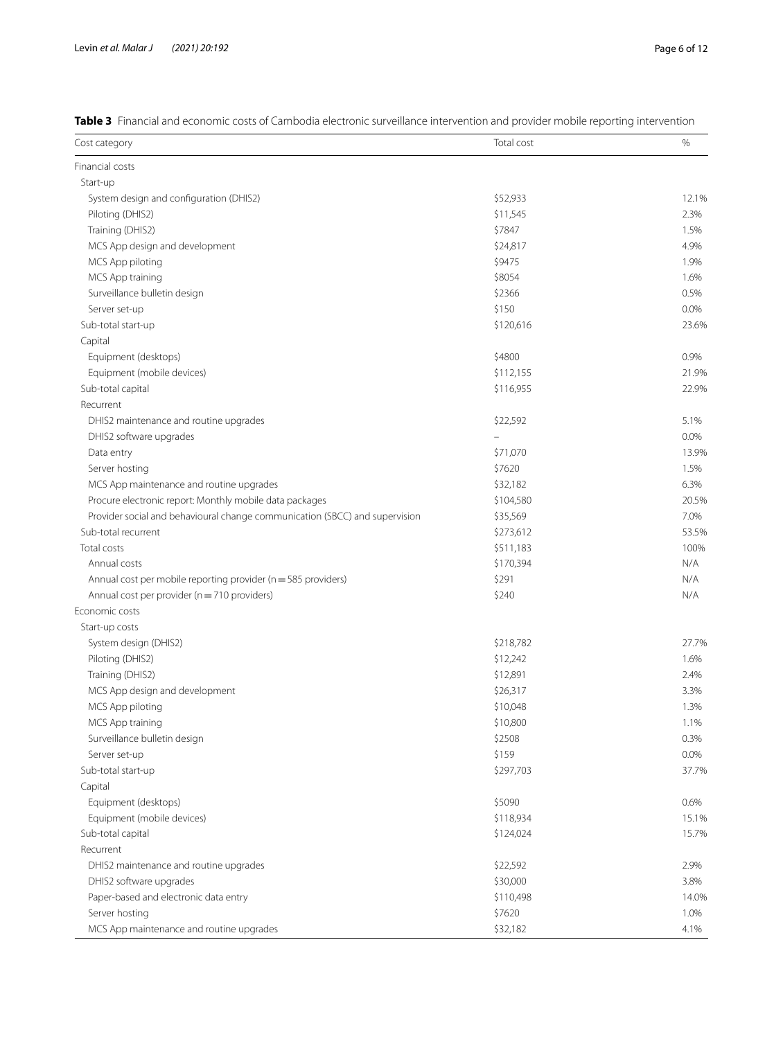**Table 3** Financial and economic costs of Cambodia electronic surveillance intervention and provider mobile reporting intervention

| Cost category | Total cost | % |
|---|---|---|
| Financial costs | | |
| Start-up | | |
| System design and configuration (DHIS2) | $52,933 | 12.1% |
| Piloting (DHIS2) | $11,545 | 2.3% |
| Training (DHIS2) | $7847 | 1.5% |
| MCS App design and development | $24,817 | 4.9% |
| MCS App piloting | $9475 | 1.9% |
| MCS App training | $8054 | 1.6% |
| Surveillance bulletin design | $2366 | 0.5% |
| Server set-up | $150 | 0.0% |
| Sub-total start-up | $120,616 | 23.6% |
| Capital | | |
| Equipment (desktops) | $4800 | 0.9% |
| Equipment (mobile devices) | $112,155 | 21.9% |
| Sub-total capital | $116,955 | 22.9% |
| Recurrent | | |
| DHIS2 maintenance and routine upgrades | $22,592 | 5.1% |
| DHIS2 software upgrades | – | 0.0% |
| Data entry | $71,070 | 13.9% |
| Server hosting | $7620 | 1.5% |
| MCS App maintenance and routine upgrades | $32,182 | 6.3% |
| Procure electronic report: Monthly mobile data packages | $104,580 | 20.5% |
| Provider social and behavioural change communication (SBCC) and supervision | $35,569 | 7.0% |
| Sub-total recurrent | $273,612 | 53.5% |
| Total costs | $511,183 | 100% |
| Annual costs | $170,394 | N/A |
| Annual cost per mobile reporting provider (n = 585 providers) | $291 | N/A |
| Annual cost per provider (n = 710 providers) | $240 | N/A |
| Economic costs | | |
| Start-up costs | | |
| System design (DHIS2) | $218,782 | 27.7% |
| Piloting (DHIS2) | $12,242 | 1.6% |
| Training (DHIS2) | $12,891 | 2.4% |
| MCS App design and development | $26,317 | 3.3% |
| MCS App piloting | $10,048 | 1.3% |
| MCS App training | $10,800 | 1.1% |
| Surveillance bulletin design | $2508 | 0.3% |
| Server set-up | $159 | 0.0% |
| Sub-total start-up | $297,703 | 37.7% |
| Capital | | |
| Equipment (desktops) | $5090 | 0.6% |
| Equipment (mobile devices) | $118,934 | 15.1% |
| Sub-total capital | $124,024 | 15.7% |
| Recurrent | | |
| DHIS2 maintenance and routine upgrades | $22,592 | 2.9% |
| DHIS2 software upgrades | $30,000 | 3.8% |
| Paper-based and electronic data entry | $110,498 | 14.0% |
| Server hosting | $7620 | 1.0% |
| MCS App maintenance and routine upgrades | $32,182 | 4.1% |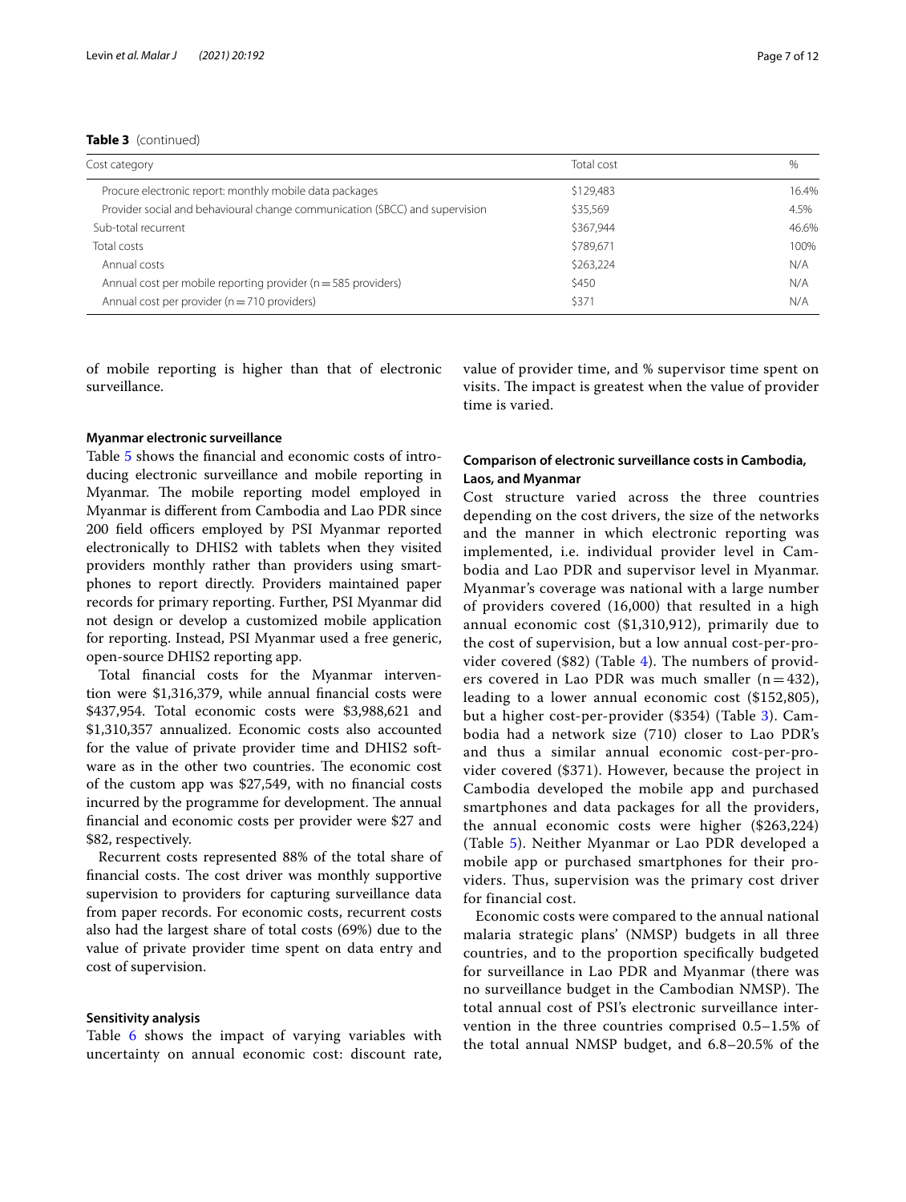**Table 3** (continued)

| Cost category | Total cost | % |
|---|---|---|
| Procure electronic report: monthly mobile data packages | $129,483 | 16.4% |
| Provider social and behavioural change communication (SBCC) and supervision | $35,569 | 4.5% |
| Sub-total recurrent | $367,944 | 46.6% |
| Total costs | $789,671 | 100% |
| Annual costs | $263,224 | N/A |
| Annual cost per mobile reporting provider (n = 585 providers) | $450 | N/A |
| Annual cost per provider (n = 710 providers) | $371 | N/A |

of mobile reporting is higher than that of electronic surveillance.

### Myanmar electronic surveillance

Table 5 shows the financial and economic costs of introducing electronic surveillance and mobile reporting in Myanmar. The mobile reporting model employed in Myanmar is different from Cambodia and Lao PDR since 200 field officers employed by PSI Myanmar reported electronically to DHIS2 with tablets when they visited providers monthly rather than providers using smartphones to report directly. Providers maintained paper records for primary reporting. Further, PSI Myanmar did not design or develop a customized mobile application for reporting. Instead, PSI Myanmar used a free generic, open-source DHIS2 reporting app.

Total financial costs for the Myanmar intervention were $1,316,379, while annual financial costs were $437,954. Total economic costs were $3,988,621 and $1,310,357 annualized. Economic costs also accounted for the value of private provider time and DHIS2 software as in the other two countries. The economic cost of the custom app was $27,549, with no financial costs incurred by the programme for development. The annual financial and economic costs per provider were $27 and $82, respectively.

Recurrent costs represented 88% of the total share of financial costs. The cost driver was monthly supportive supervision to providers for capturing surveillance data from paper records. For economic costs, recurrent costs also had the largest share of total costs (69%) due to the value of private provider time spent on data entry and cost of supervision.

### Sensitivity analysis

Table 6 shows the impact of varying variables with uncertainty on annual economic cost: discount rate, value of provider time, and % supervisor time spent on visits. The impact is greatest when the value of provider time is varied.

### Comparison of electronic surveillance costs in Cambodia, Laos, and Myanmar

Cost structure varied across the three countries depending on the cost drivers, the size of the networks and the manner in which electronic reporting was implemented, i.e. individual provider level in Cambodia and Lao PDR and supervisor level in Myanmar. Myanmar's coverage was national with a large number of providers covered (16,000) that resulted in a high annual economic cost ($1,310,912), primarily due to the cost of supervision, but a low annual cost-per-provider covered ($82) (Table 4). The numbers of providers covered in Lao PDR was much smaller (n = 432), leading to a lower annual economic cost ($152,805), but a higher cost-per-provider ($354) (Table 3). Cambodia had a network size (710) closer to Lao PDR's and thus a similar annual economic cost-per-provider covered ($371). However, because the project in Cambodia developed the mobile app and purchased smartphones and data packages for all the providers, the annual economic costs were higher ($263,224) (Table 5). Neither Myanmar or Lao PDR developed a mobile app or purchased smartphones for their providers. Thus, supervision was the primary cost driver for financial cost.

Economic costs were compared to the annual national malaria strategic plans' (NMSP) budgets in all three countries, and to the proportion specifically budgeted for surveillance in Lao PDR and Myanmar (there was no surveillance budget in the Cambodian NMSP). The total annual cost of PSI's electronic surveillance intervention in the three countries comprised 0.5–1.5% of the total annual NMSP budget, and 6.8–20.5% of the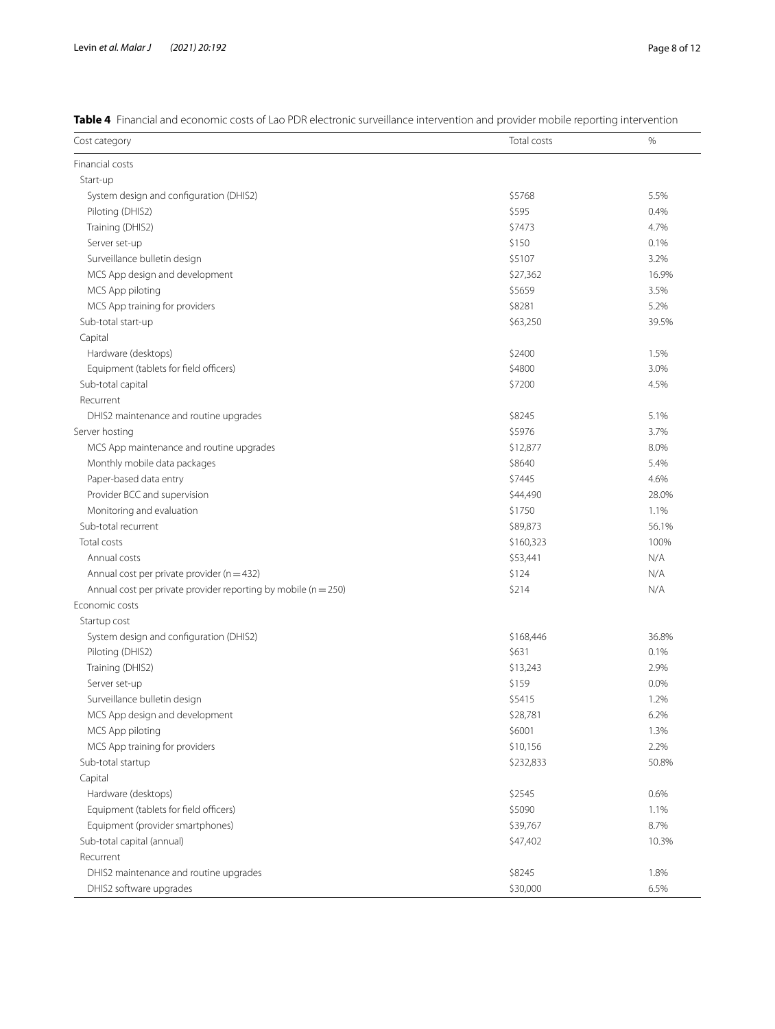**Table 4** Financial and economic costs of Lao PDR electronic surveillance intervention and provider mobile reporting intervention

| Cost category | Total costs | % |
|---|---|---|
| Financial costs | | |
| Start-up | | |
| System design and configuration (DHIS2) | \$5768 | 5.5% |
| Piloting (DHIS2) | \$595 | 0.4% |
| Training (DHIS2) | \$7473 | 4.7% |
| Server set-up | \$150 | 0.1% |
| Surveillance bulletin design | \$5107 | 3.2% |
| MCS App design and development | \$27,362 | 16.9% |
| MCS App piloting | \$5659 | 3.5% |
| MCS App training for providers | \$8281 | 5.2% |
| Sub-total start-up | \$63,250 | 39.5% |
| Capital | | |
| Hardware (desktops) | \$2400 | 1.5% |
| Equipment (tablets for field officers) | \$4800 | 3.0% |
| Sub-total capital | \$7200 | 4.5% |
| Recurrent | | |
| DHIS2 maintenance and routine upgrades | \$8245 | 5.1% |
| Server hosting | \$5976 | 3.7% |
| MCS App maintenance and routine upgrades | \$12,877 | 8.0% |
| Monthly mobile data packages | \$8640 | 5.4% |
| Paper-based data entry | \$7445 | 4.6% |
| Provider BCC and supervision | \$44,490 | 28.0% |
| Monitoring and evaluation | \$1750 | 1.1% |
| Sub-total recurrent | \$89,873 | 56.1% |
| Total costs | \$160,323 | 100% |
| Annual costs | \$53,441 | N/A |
| Annual cost per private provider (n = 432) | \$124 | N/A |
| Annual cost per private provider reporting by mobile (n = 250) | \$214 | N/A |
| Economic costs | | |
| Startup cost | | |
| System design and configuration (DHIS2) | \$168,446 | 36.8% |
| Piloting (DHIS2) | \$631 | 0.1% |
| Training (DHIS2) | \$13,243 | 2.9% |
| Server set-up | \$159 | 0.0% |
| Surveillance bulletin design | \$5415 | 1.2% |
| MCS App design and development | \$28,781 | 6.2% |
| MCS App piloting | \$6001 | 1.3% |
| MCS App training for providers | \$10,156 | 2.2% |
| Sub-total startup | \$232,833 | 50.8% |
| Capital | | |
| Hardware (desktops) | \$2545 | 0.6% |
| Equipment (tablets for field officers) | \$5090 | 1.1% |
| Equipment (provider smartphones) | \$39,767 | 8.7% |
| Sub-total capital (annual) | \$47,402 | 10.3% |
| Recurrent | | |
| DHIS2 maintenance and routine upgrades | \$8245 | 1.8% |
| DHIS2 software upgrades | \$30,000 | 6.5% |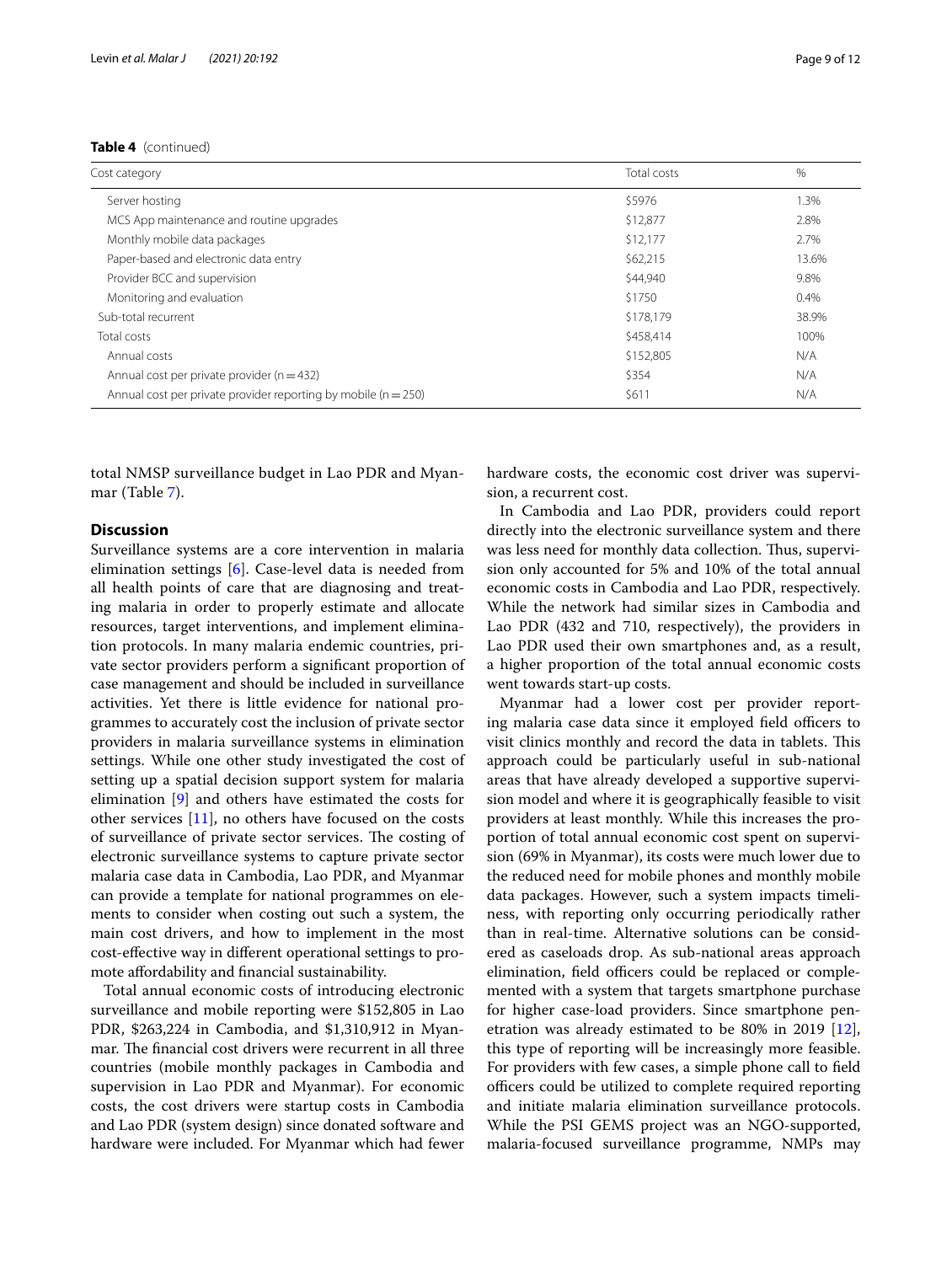**Table 4** (continued)

| Cost category | Total costs | % |
|---|---|---|
| Server hosting | \$5976 | 1.3% |
| MCS App maintenance and routine upgrades | \$12,877 | 2.8% |
| Monthly mobile data packages | \$12,177 | 2.7% |
| Paper-based and electronic data entry | \$62,215 | 13.6% |
| Provider BCC and supervision | \$44,940 | 9.8% |
| Monitoring and evaluation | \$1750 | 0.4% |
| Sub-total recurrent | \$178,179 | 38.9% |
| Total costs | \$458,414 | 100% |
| Annual costs | \$152,805 | N/A |
| Annual cost per private provider (n = 432) | \$354 | N/A |
| Annual cost per private provider reporting by mobile (n = 250) | \$611 | N/A |

total NMSP surveillance budget in Lao PDR and Myanmar (Table 7).

## Discussion

Surveillance systems are a core intervention in malaria elimination settings [6]. Case-level data is needed from all health points of care that are diagnosing and treating malaria in order to properly estimate and allocate resources, target interventions, and implement elimination protocols. In many malaria endemic countries, private sector providers perform a significant proportion of case management and should be included in surveillance activities. Yet there is little evidence for national programmes to accurately cost the inclusion of private sector providers in malaria surveillance systems in elimination settings. While one other study investigated the cost of setting up a spatial decision support system for malaria elimination [9] and others have estimated the costs for other services [11], no others have focused on the costs of surveillance of private sector services. The costing of electronic surveillance systems to capture private sector malaria case data in Cambodia, Lao PDR, and Myanmar can provide a template for national programmes on elements to consider when costing out such a system, the main cost drivers, and how to implement in the most cost-effective way in different operational settings to promote affordability and financial sustainability.

Total annual economic costs of introducing electronic surveillance and mobile reporting were \$152,805 in Lao PDR, \$263,224 in Cambodia, and \$1,310,912 in Myanmar. The financial cost drivers were recurrent in all three countries (mobile monthly packages in Cambodia and supervision in Lao PDR and Myanmar). For economic costs, the cost drivers were startup costs in Cambodia and Lao PDR (system design) since donated software and hardware were included. For Myanmar which had fewer hardware costs, the economic cost driver was supervision, a recurrent cost.

In Cambodia and Lao PDR, providers could report directly into the electronic surveillance system and there was less need for monthly data collection. Thus, supervision only accounted for 5% and 10% of the total annual economic costs in Cambodia and Lao PDR, respectively. While the network had similar sizes in Cambodia and Lao PDR (432 and 710, respectively), the providers in Lao PDR used their own smartphones and, as a result, a higher proportion of the total annual economic costs went towards start-up costs.

Myanmar had a lower cost per provider reporting malaria case data since it employed field officers to visit clinics monthly and record the data in tablets. This approach could be particularly useful in sub-national areas that have already developed a supportive supervision model and where it is geographically feasible to visit providers at least monthly. While this increases the proportion of total annual economic cost spent on supervision (69% in Myanmar), its costs were much lower due to the reduced need for mobile phones and monthly mobile data packages. However, such a system impacts timeliness, with reporting only occurring periodically rather than in real-time. Alternative solutions can be considered as caseloads drop. As sub-national areas approach elimination, field officers could be replaced or complemented with a system that targets smartphone purchase for higher case-load providers. Since smartphone penetration was already estimated to be 80% in 2019 [12], this type of reporting will be increasingly more feasible. For providers with few cases, a simple phone call to field officers could be utilized to complete required reporting and initiate malaria elimination surveillance protocols. While the PSI GEMS project was an NGO-supported, malaria-focused surveillance programme, NMPs may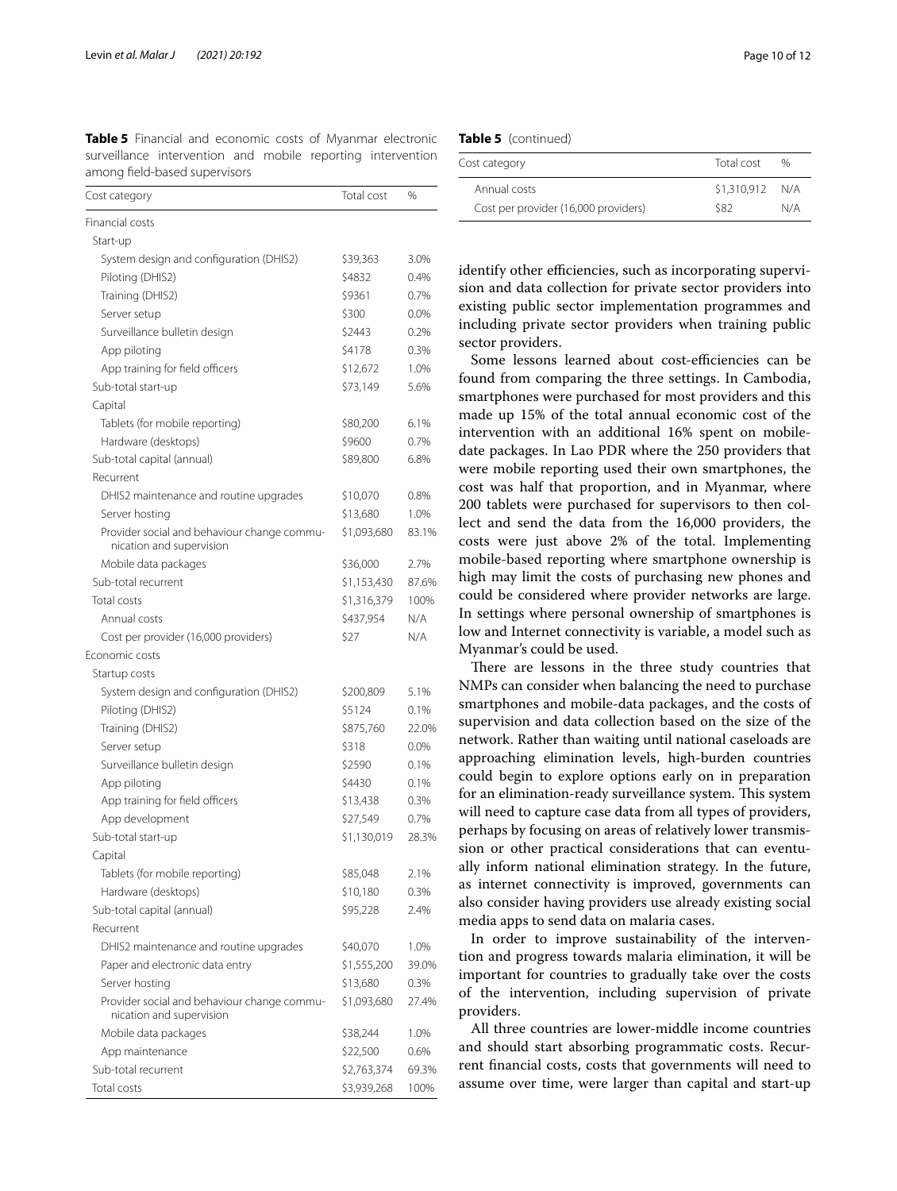**Table 5** Financial and economic costs of Myanmar electronic surveillance intervention and mobile reporting intervention among field-based supervisors

| Cost category | Total cost | % |
|---|---|---|
| Financial costs | | |
| Start-up | | |
| System design and configuration (DHIS2) | $39,363 | 3.0% |
| Piloting (DHIS2) | $4832 | 0.4% |
| Training (DHIS2) | $9361 | 0.7% |
| Server setup | $300 | 0.0% |
| Surveillance bulletin design | $2443 | 0.2% |
| App piloting | $4178 | 0.3% |
| App training for field officers | $12,672 | 1.0% |
| Sub-total start-up | $73,149 | 5.6% |
| Capital | | |
| Tablets (for mobile reporting) | $80,200 | 6.1% |
| Hardware (desktops) | $9600 | 0.7% |
| Sub-total capital (annual) | $89,800 | 6.8% |
| Recurrent | | |
| DHIS2 maintenance and routine upgrades | $10,070 | 0.8% |
| Server hosting | $13,680 | 1.0% |
| Provider social and behaviour change communication and supervision | $1,093,680 | 83.1% |
| Mobile data packages | $36,000 | 2.7% |
| Sub-total recurrent | $1,153,430 | 87.6% |
| Total costs | $1,316,379 | 100% |
| Annual costs | $437,954 | N/A |
| Cost per provider (16,000 providers) | $27 | N/A |
| Economic costs | | |
| Startup costs | | |
| System design and configuration (DHIS2) | $200,809 | 5.1% |
| Piloting (DHIS2) | $5124 | 0.1% |
| Training (DHIS2) | $875,760 | 22.0% |
| Server setup | $318 | 0.0% |
| Surveillance bulletin design | $2590 | 0.1% |
| App piloting | $4430 | 0.1% |
| App training for field officers | $13,438 | 0.3% |
| App development | $27,549 | 0.7% |
| Sub-total start-up | $1,130,019 | 28.3% |
| Capital | | |
| Tablets (for mobile reporting) | $85,048 | 2.1% |
| Hardware (desktops) | $10,180 | 0.3% |
| Sub-total capital (annual) | $95,228 | 2.4% |
| Recurrent | | |
| DHIS2 maintenance and routine upgrades | $40,070 | 1.0% |
| Paper and electronic data entry | $1,555,200 | 39.0% |
| Server hosting | $13,680 | 0.3% |
| Provider social and behaviour change communication and supervision | $1,093,680 | 27.4% |
| Mobile data packages | $38,244 | 1.0% |
| App maintenance | $22,500 | 0.6% |
| Sub-total recurrent | $2,763,374 | 69.3% |
| Total costs | $3,939,268 | 100% |
| Annual costs | $1,310,912 | N/A |
| Cost per provider (16,000 providers) | $82 | N/A |

identify other efficiencies, such as incorporating supervision and data collection for private sector providers into existing public sector implementation programmes and including private sector providers when training public sector providers.

Some lessons learned about cost-efficiencies can be found from comparing the three settings. In Cambodia, smartphones were purchased for most providers and this made up 15% of the total annual economic cost of the intervention with an additional 16% spent on mobile-date packages. In Lao PDR where the 250 providers that were mobile reporting used their own smartphones, the cost was half that proportion, and in Myanmar, where 200 tablets were purchased for supervisors to then collect and send the data from the 16,000 providers, the costs were just above 2% of the total. Implementing mobile-based reporting where smartphone ownership is high may limit the costs of purchasing new phones and could be considered where provider networks are large. In settings where personal ownership of smartphones is low and Internet connectivity is variable, a model such as Myanmar's could be used.

There are lessons in the three study countries that NMPs can consider when balancing the need to purchase smartphones and mobile-data packages, and the costs of supervision and data collection based on the size of the network. Rather than waiting until national caseloads are approaching elimination levels, high-burden countries could begin to explore options early on in preparation for an elimination-ready surveillance system. This system will need to capture case data from all types of providers, perhaps by focusing on areas of relatively lower transmission or other practical considerations that can eventually inform national elimination strategy. In the future, as internet connectivity is improved, governments can also consider having providers use already existing social media apps to send data on malaria cases.

In order to improve sustainability of the intervention and progress towards malaria elimination, it will be important for countries to gradually take over the costs of the intervention, including supervision of private providers.

All three countries are lower-middle income countries and should start absorbing programmatic costs. Recurrent financial costs, costs that governments will need to assume over time, were larger than capital and start-up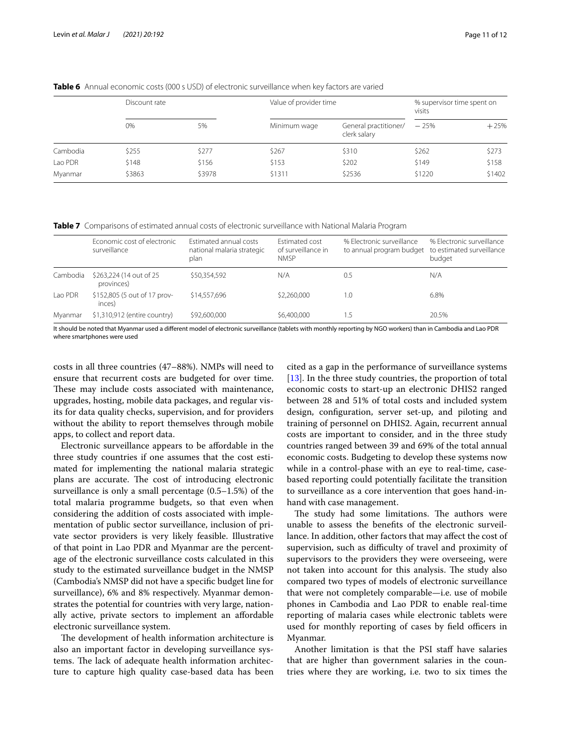**Table 6** Annual economic costs (000 s USD) of electronic surveillance when key factors are varied

| | Discount rate | | Value of provider time | | % supervisor time spent on visits | |
|---|---|---|---|---|---|---|
| | 0% | 5% | Minimum wage | General practitioner/ clerk salary | −25% | +25% |
| Cambodia | $255 | $277 | $267 | $310 | $262 | $273 |
| Lao PDR | $148 | $156 | $153 | $202 | $149 | $158 |
| Myanmar | $3863 | $3978 | $1311 | $2536 | $1220 | $1402 |

**Table 7** Comparisons of estimated annual costs of electronic surveillance with National Malaria Program

| | Economic cost of electronic surveillance | Estimated annual costs national malaria strategic plan | Estimated cost of surveillance in NMSP | % Electronic surveillance to annual program budget | % Electronic surveillance to estimated surveillance budget |
|---|---|---|---|---|---|
| Cambodia | $263,224 (14 out of 25 provinces) | $50,354,592 | N/A | 0.5 | N/A |
| Lao PDR | $152,805 (5 out of 17 provinces) | $14,557,696 | $2,260,000 | 1.0 | 6.8% |
| Myanmar | $1,310,912 (entire country) | $92,600,000 | $6,400,000 | 1.5 | 20.5% |

It should be noted that Myanmar used a different model of electronic surveillance (tablets with monthly reporting by NGO workers) than in Cambodia and Lao PDR where smartphones were used

costs in all three countries (47–88%). NMPs will need to ensure that recurrent costs are budgeted for over time. These may include costs associated with maintenance, upgrades, hosting, mobile data packages, and regular visits for data quality checks, supervision, and for providers without the ability to report themselves through mobile apps, to collect and report data.

Electronic surveillance appears to be affordable in the three study countries if one assumes that the cost estimated for implementing the national malaria strategic plans are accurate. The cost of introducing electronic surveillance is only a small percentage (0.5–1.5%) of the total malaria programme budgets, so that even when considering the addition of costs associated with implementation of public sector surveillance, inclusion of private sector providers is very likely feasible. Illustrative of that point in Lao PDR and Myanmar are the percentage of the electronic surveillance costs calculated in this study to the estimated surveillance budget in the NMSP (Cambodia's NMSP did not have a specific budget line for surveillance), 6% and 8% respectively. Myanmar demonstrates the potential for countries with very large, nationally active, private sectors to implement an affordable electronic surveillance system.

The development of health information architecture is also an important factor in developing surveillance systems. The lack of adequate health information architecture to capture high quality case-based data has been cited as a gap in the performance of surveillance systems [13]. In the three study countries, the proportion of total economic costs to start-up an electronic DHIS2 ranged between 28 and 51% of total costs and included system design, configuration, server set-up, and piloting and training of personnel on DHIS2. Again, recurrent annual costs are important to consider, and in the three study countries ranged between 39 and 69% of the total annual economic costs. Budgeting to develop these systems now while in a control-phase with an eye to real-time, case-based reporting could potentially facilitate the transition to surveillance as a core intervention that goes hand-in-hand with case management.

The study had some limitations. The authors were unable to assess the benefits of the electronic surveillance. In addition, other factors that may affect the cost of supervision, such as difficulty of travel and proximity of supervisors to the providers they were overseeing, were not taken into account for this analysis. The study also compared two types of models of electronic surveillance that were not completely comparable—i.e. use of mobile phones in Cambodia and Lao PDR to enable real-time reporting of malaria cases while electronic tablets were used for monthly reporting of cases by field officers in Myanmar.

Another limitation is that the PSI staff have salaries that are higher than government salaries in the countries where they are working, i.e. two to six times the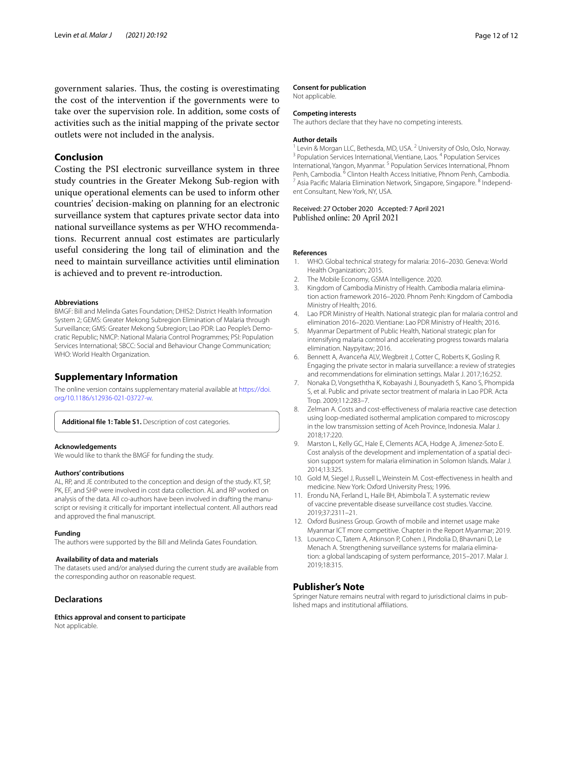government salaries. Thus, the costing is overestimating the cost of the intervention if the governments were to take over the supervision role. In addition, some costs of activities such as the initial mapping of the private sector outlets were not included in the analysis.

## Conclusion

Costing the PSI electronic surveillance system in three study countries in the Greater Mekong Sub-region with unique operational elements can be used to inform other countries' decision-making on planning for an electronic surveillance system that captures private sector data into national surveillance systems as per WHO recommendations. Recurrent annual cost estimates are particularly useful considering the long tail of elimination and the need to maintain surveillance activities until elimination is achieved and to prevent re-introduction.

#### Abbreviations

BMGF: Bill and Melinda Gates Foundation; DHIS2: District Health Information System 2; GEMS: Greater Mekong Subregion Elimination of Malaria through Surveillance; GMS: Greater Mekong Subregion; Lao PDR: Lao People's Democratic Republic; NMCP: National Malaria Control Programmes; PSI: Population Services International; SBCC: Social and Behaviour Change Communication; WHO: World Health Organization.

## Supplementary Information

The online version contains supplementary material available at https://doi.org/10.1186/s12936-021-03727-w.

**Additional file 1: Table S1.** Description of cost categories.

#### Acknowledgements

We would like to thank the BMGF for funding the study.

#### Authors' contributions

AL, RP, and JE contributed to the conception and design of the study. KT, SP, PK, EF, and SHP were involved in cost data collection. AL and RP worked on analysis of the data. All co-authors have been involved in drafting the manuscript or revising it critically for important intellectual content. All authors read and approved the final manuscript.

#### Funding

The authors were supported by the Bill and Melinda Gates Foundation.

#### Availability of data and materials

The datasets used and/or analysed during the current study are available from the corresponding author on reasonable request.

### Declarations

#### Ethics approval and consent to participate

Not applicable.

#### Consent for publication

Not applicable.

#### Competing interests

The authors declare that they have no competing interests.

#### Author details

[1] Levin & Morgan LLC, Bethesda, MD, USA. [2] University of Oslo, Oslo, Norway. [3] Population Services International, Vientiane, Laos. [4] Population Services International, Yangon, Myanmar. [5] Population Services International, Phnom Penh, Cambodia. [6] Clinton Health Access Initiative, Phnom Penh, Cambodia. [7] Asia Pacific Malaria Elimination Network, Singapore, Singapore. [8] Independent Consultant, New York, NY, USA.

Received: 27 October 2020 Accepted: 7 April 2021
Published online: 20 April 2021

#### References

1. WHO. Global technical strategy for malaria: 2016–2030. Geneva: World Health Organization; 2015.
2. The Mobile Economy, GSMA Intelligence. 2020.
3. Kingdom of Cambodia Ministry of Health. Cambodia malaria elimination action framework 2016–2020. Phnom Penh: Kingdom of Cambodia Ministry of Health; 2016.
4. Lao PDR Ministry of Health. National strategic plan for malaria control and elimination 2016–2020. Vientiane: Lao PDR Ministry of Health; 2016.
5. Myanmar Department of Public Health, National strategic plan for intensifying malaria control and accelerating progress towards malaria elimination. Naypyitaw; 2016.
6. Bennett A, Avanceña ALV, Wegbreit J, Cotter C, Roberts K, Gosling R. Engaging the private sector in malaria surveillance: a review of strategies and recommendations for elimination settings. Malar J. 2017;16:252.
7. Nonaka D, Vongseththa K, Kobayashi J, Bounyadeth S, Kano S, Phompida S, et al. Public and private sector treatment of malaria in Lao PDR. Acta Trop. 2009;112:283–7.
8. Zelman A. Costs and cost-effectiveness of malaria reactive case detection using loop-mediated isothermal amplification compared to microscopy in the low transmission setting of Aceh Province, Indonesia. Malar J. 2018;17:220.
9. Marston L, Kelly GC, Hale E, Clements ACA, Hodge A, Jimenez-Soto E. Cost analysis of the development and implementation of a spatial decision support system for malaria elimination in Solomon Islands. Malar J. 2014;13:325.
10. Gold M, Siegel J, Russell L, Weinstein M. Cost-effectiveness in health and medicine. New York: Oxford University Press; 1996.
11. Erondu NA, Ferland L, Haile BH, Abimbola T. A systematic review of vaccine preventable disease surveillance cost studies. Vaccine. 2019;37:2311–21.
12. Oxford Business Group. Growth of mobile and internet usage make Myanmar ICT more competitive. Chapter in the Report Myanmar; 2019.
13. Lourenco C, Tatem A, Atkinson P, Cohen J, Pindolia D, Bhavnani D, Le Menach A. Strengthening surveillance systems for malaria elimination: a global landscaping of system performance, 2015–2017. Malar J. 2019;18:315.

## Publisher's Note

Springer Nature remains neutral with regard to jurisdictional claims in published maps and institutional affiliations.